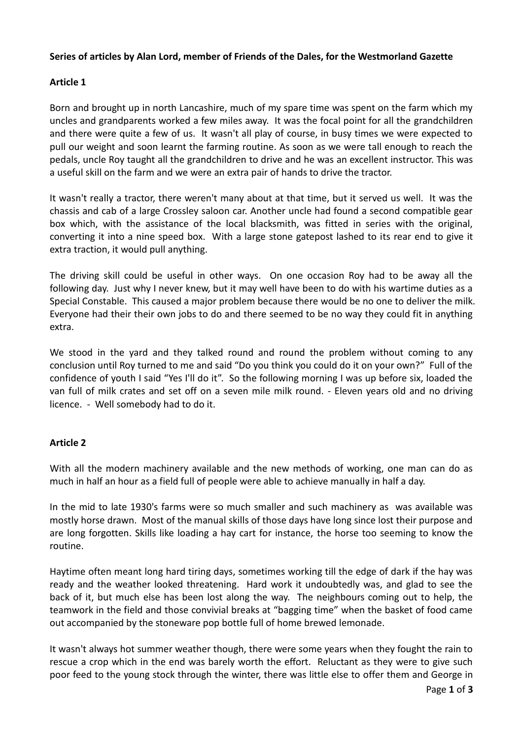**Series of articles by Alan Lord, member of Friends of the Dales, for the Westmorland Gazette**

**Article 1**

Born and brought up in north Lancashire, much of my spare time was spent on the farm which my uncles and grandparents worked a few miles away. It was the focal point for all the grandchildren and there were quite a few of us. It wasn't all play of course, in busy times we were expected to pull our weight and soon learnt the farming routine. As soon as we were tall enough to reach the pedals, uncle Roy taught all the grandchildren to drive and he was an excellent instructor. This was a useful skill on the farm and we were an extra pair of hands to drive the tractor.

It wasn't really a tractor, there weren't many about at that time, but it served us well. It was the chassis and cab of a large Crossley saloon car. Another uncle had found a second compatible gear box which, with the assistance of the local blacksmith, was fitted in series with the original, converting it into a nine speed box. With a large stone gatepost lashed to its rear end to give it extra traction, it would pull anything.

The driving skill could be useful in other ways. On one occasion Roy had to be away all the following day. Just why I never knew, but it may well have been to do with his wartime duties as a Special Constable. This caused a major problem because there would be no one to deliver the milk. Everyone had their their own jobs to do and there seemed to be no way they could fit in anything extra.

We stood in the yard and they talked round and round the problem without coming to any conclusion until Roy turned to me and said "Do you think you could do it on your own?" Full of the confidence of youth I said "Yes I'll do it". So the following morning I was up before six, loaded the van full of milk crates and set off on a seven mile milk round. - Eleven years old and no driving licence. - Well somebody had to do it.

**Article 2**

With all the modern machinery available and the new methods of working, one man can do as much in half an hour as a field full of people were able to achieve manually in half a day.

In the mid to late 1930's farms were so much smaller and such machinery as was available was mostly horse drawn. Most of the manual skills of those days have long since lost their purpose and are long forgotten. Skills like loading a hay cart for instance, the horse too seeming to know the routine.

Haytime often meant long hard tiring days, sometimes working till the edge of dark if the hay was ready and the weather looked threatening. Hard work it undoubtedly was, and glad to see the back of it, but much else has been lost along the way. The neighbours coming out to help, the teamwork in the field and those convivial breaks at "bagging time" when the basket of food came out accompanied by the stoneware pop bottle full of home brewed lemonade.

It wasn't always hot summer weather though, there were some years when they fought the rain to rescue a crop which in the end was barely worth the effort. Reluctant as they were to give such poor feed to the young stock through the winter, there was little else to offer them and George in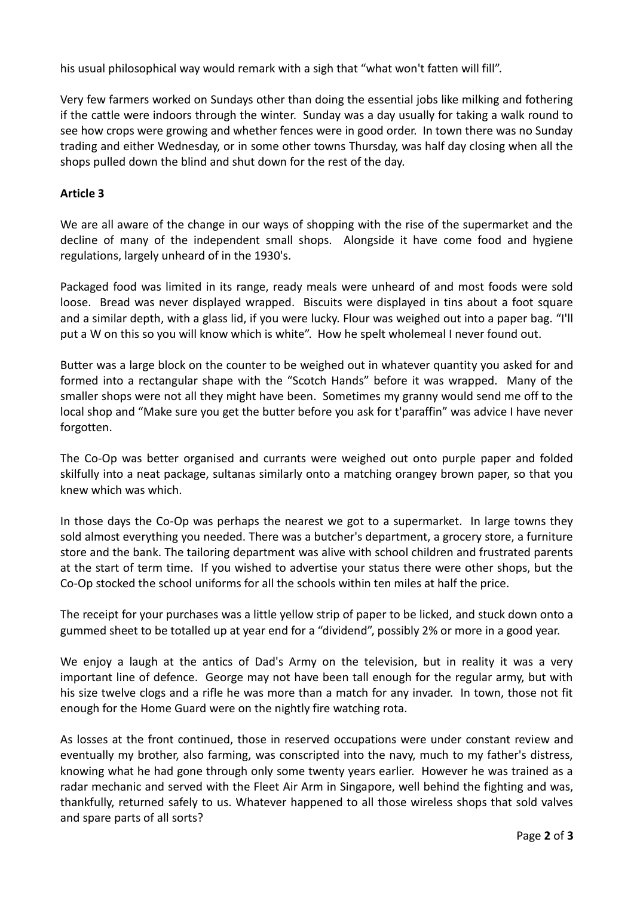his usual philosophical way would remark with a sigh that "what won't fatten will fill".

Very few farmers worked on Sundays other than doing the essential jobs like milking and fothering if the cattle were indoors through the winter. Sunday was a day usually for taking a walk round to see how crops were growing and whether fences were in good order. In town there was no Sunday trading and either Wednesday, or in some other towns Thursday, was half day closing when all the shops pulled down the blind and shut down for the rest of the day.

**Article 3**

We are all aware of the change in our ways of shopping with the rise of the supermarket and the decline of many of the independent small shops. Alongside it have come food and hygiene regulations, largely unheard of in the 1930's.

Packaged food was limited in its range, ready meals were unheard of and most foods were sold loose. Bread was never displayed wrapped. Biscuits were displayed in tins about a foot square and a similar depth, with a glass lid, if you were lucky. Flour was weighed out into a paper bag. "I'll put a W on this so you will know which is white". How he spelt wholemeal I never found out.

Butter was a large block on the counter to be weighed out in whatever quantity you asked for and formed into a rectangular shape with the "Scotch Hands" before it was wrapped. Many of the smaller shops were not all they might have been. Sometimes my granny would send me off to the local shop and "Make sure you get the butter before you ask for t'paraffin" was advice I have never forgotten.

The Co-Op was better organised and currants were weighed out onto purple paper and folded skilfully into a neat package, sultanas similarly onto a matching orangey brown paper, so that you knew which was which.

In those days the Co-Op was perhaps the nearest we got to a supermarket. In large towns they sold almost everything you needed. There was a butcher's department, a grocery store, a furniture store and the bank. The tailoring department was alive with school children and frustrated parents at the start of term time. If you wished to advertise your status there were other shops, but the Co-Op stocked the school uniforms for all the schools within ten miles at half the price.

The receipt for your purchases was a little yellow strip of paper to be licked, and stuck down onto a gummed sheet to be totalled up at year end for a "dividend", possibly 2% or more in a good year.

We enjoy a laugh at the antics of Dad's Army on the television, but in reality it was a very important line of defence. George may not have been tall enough for the regular army, but with his size twelve clogs and a rifle he was more than a match for any invader. In town, those not fit enough for the Home Guard were on the nightly fire watching rota.

As losses at the front continued, those in reserved occupations were under constant review and eventually my brother, also farming, was conscripted into the navy, much to my father's distress, knowing what he had gone through only some twenty years earlier. However he was trained as a radar mechanic and served with the Fleet Air Arm in Singapore, well behind the fighting and was, thankfully, returned safely to us. Whatever happened to all those wireless shops that sold valves and spare parts of all sorts?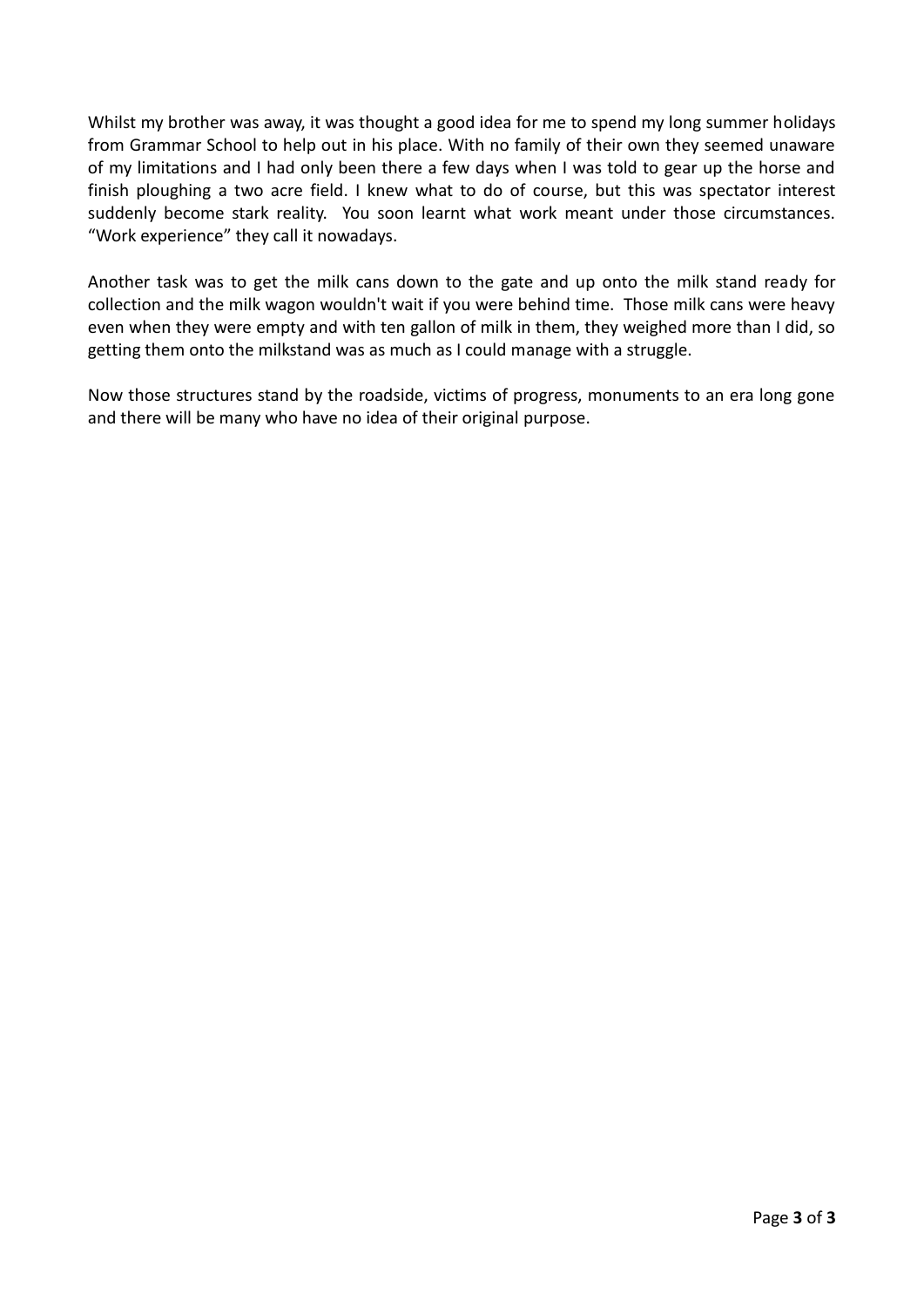Whilst my brother was away, it was thought a good idea for me to spend my long summer holidays from Grammar School to help out in his place. With no family of their own they seemed unaware of my limitations and I had only been there a few days when I was told to gear up the horse and finish ploughing a two acre field. I knew what to do of course, but this was spectator interest suddenly become stark reality. You soon learnt what work meant under those circumstances. “Work experience” they call it nowadays.

Another task was to get the milk cans down to the gate and up onto the milk stand ready for collection and the milk wagon wouldn't wait if you were behind time. Those milk cans were heavy even when they were empty and with ten gallon of milk in them, they weighed more than I did, so getting them onto the milkstand was as much as I could manage with a struggle.

Now those structures stand by the roadside, victims of progress, monuments to an era long gone and there will be many who have no idea of their original purpose.